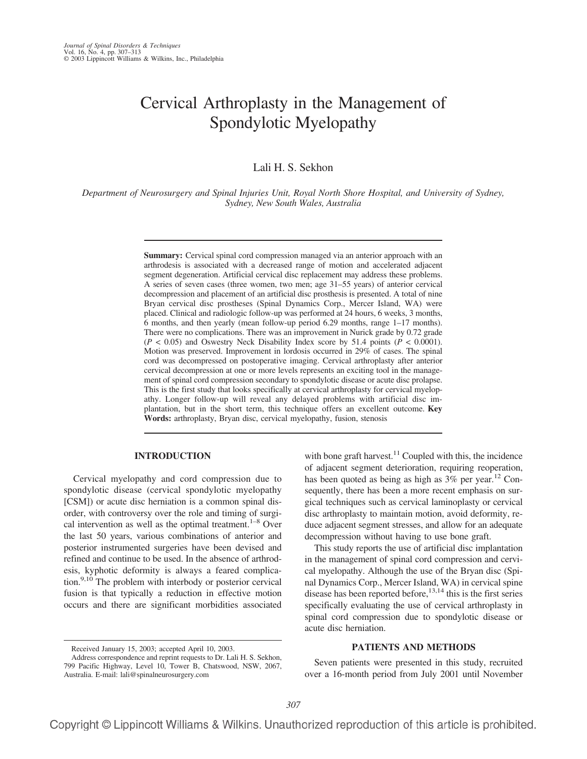# Cervical Arthroplasty in the Management of Spondylotic Myelopathy

Lali H. S. Sekhon

*Department of Neurosurgery and Spinal Injuries Unit, Royal North Shore Hospital, and University of Sydney, Sydney, New South Wales, Australia*

---

**Summary:** Cervical spinal cord compression managed via an anterior approach with an arthrodesis is associated with a decreased range of motion and accelerated adjacent segment degeneration. Artificial cervical disc replacement may address these problems. A series of seven cases (three women, two men; age 31–55 years) of anterior cervical decompression and placement of an artificial disc prosthesis is presented. A total of nine Bryan cervical disc prostheses (Spinal Dynamics Corp., Mercer Island, WA) were placed. Clinical and radiologic follow-up was performed at 24 hours, 6 weeks, 3 months, 6 months, and then yearly (mean follow-up period 6.29 months, range 1–17 months). There were no complications. There was an improvement in Nurick grade by 0.72 grade ($P < 0.05$) and Oswestry Neck Disability Index score by 51.4 points ($P < 0.0001$). Motion was preserved. Improvement in lordosis occurred in 29% of cases. The spinal cord was decompressed on postoperative imaging. Cervical arthroplasty after anterior cervical decompression at one or more levels represents an exciting tool in the management of spinal cord compression secondary to spondylotic disease or acute disc prolapse. This is the first study that looks specifically at cervical arthroplasty for cervical myelopathy. Longer follow-up will reveal any delayed problems with artificial disc implantation, but in the short term, this technique offers an excellent outcome. **Key Words:** arthroplasty, Bryan disc, cervical myelopathy, fusion, stenosis

---

## INTRODUCTION

Cervical myelopathy and cord compression due to spondylotic disease (cervical spondylotic myelopathy [CSM]) or acute disc herniation is a common spinal disorder, with controversy over the role and timing of surgical intervention as well as the optimal treatment.[1–8] Over the last 50 years, various combinations of anterior and posterior instrumented surgeries have been devised and refined and continue to be used. In the absence of arthrodesis, kyphotic deformity is always a feared complication.[9,10] The problem with interbody or posterior cervical fusion is that typically a reduction in effective motion occurs and there are significant morbidities associated with bone graft harvest.[11] Coupled with this, the incidence of adjacent segment deterioration, requiring reoperation, has been quoted as being as high as 3% per year.[12] Consequently, there has been a more recent emphasis on surgical techniques such as cervical laminoplasty or cervical disc arthroplasty to maintain motion, avoid deformity, reduce adjacent segment stresses, and allow for an adequate decompression without having to use bone graft.

This study reports the use of artificial disc implantation in the management of spinal cord compression and cervical myelopathy. Although the use of the Bryan disc (Spinal Dynamics Corp., Mercer Island, WA) in cervical spine disease has been reported before,[13,14] this is the first series specifically evaluating the use of cervical arthroplasty in spinal cord compression due to spondylotic disease or acute disc herniation.

## PATIENTS AND METHODS

Seven patients were presented in this study, recruited over a 16-month period from July 2001 until November

---

Received January 15, 2003; accepted April 10, 2003.

Address correspondence and reprint requests to Dr. Lali H. S. Sekhon, 799 Pacific Highway, Level 10, Tower B, Chatswood, NSW, 2067, Australia. E-mail: lali@spinalneurosurgery.com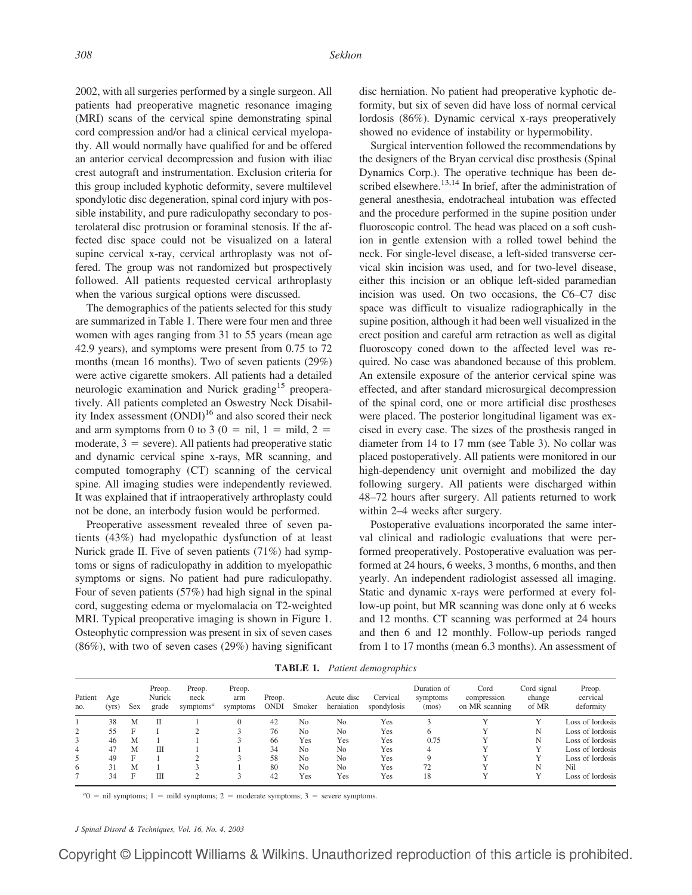2002, with all surgeries performed by a single surgeon. All patients had preoperative magnetic resonance imaging (MRI) scans of the cervical spine demonstrating spinal cord compression and/or had a clinical cervical myelopathy. All would normally have qualified for and be offered an anterior cervical decompression and fusion with iliac crest autograft and instrumentation. Exclusion criteria for this group included kyphotic deformity, severe multilevel spondylotic disc degeneration, spinal cord injury with possible instability, and pure radiculopathy secondary to posterolateral disc protrusion or foraminal stenosis. If the affected disc space could not be visualized on a lateral supine cervical x-ray, cervical arthroplasty was not offered. The group was not randomized but prospectively followed. All patients requested cervical arthroplasty when the various surgical options were discussed.

The demographics of the patients selected for this study are summarized in Table 1. There were four men and three women with ages ranging from 31 to 55 years (mean age 42.9 years), and symptoms were present from 0.75 to 72 months (mean 16 months). Two of seven patients (29%) were active cigarette smokers. All patients had a detailed neurologic examination and Nurick grading[15] preoperatively. All patients completed an Oswestry Neck Disability Index assessment (ONDI)[16] and also scored their neck and arm symptoms from 0 to 3 (0 = nil, 1 = mild, 2 = moderate, 3 = severe). All patients had preoperative static and dynamic cervical spine x-rays, MR scanning, and computed tomography (CT) scanning of the cervical spine. All imaging studies were independently reviewed. It was explained that if intraoperatively arthroplasty could not be done, an interbody fusion would be performed.

Preoperative assessment revealed three of seven patients (43%) had myelopathic dysfunction of at least Nurick grade II. Five of seven patients (71%) had symptoms or signs of radiculopathy in addition to myelopathic symptoms or signs. No patient had pure radiculopathy. Four of seven patients (57%) had high signal in the spinal cord, suggesting edema or myelomalacia on T2-weighted MRI. Typical preoperative imaging is shown in Figure 1. Osteophytic compression was present in six of seven cases (86%), with two of seven cases (29%) having significant disc herniation. No patient had preoperative kyphotic deformity, but six of seven did have loss of normal cervical lordosis (86%). Dynamic cervical x-rays preoperatively showed no evidence of instability or hypermobility.

Surgical intervention followed the recommendations by the designers of the Bryan cervical disc prosthesis (Spinal Dynamics Corp.). The operative technique has been described elsewhere.[13,14] In brief, after the administration of general anesthesia, endotracheal intubation was effected and the procedure performed in the supine position under fluoroscopic control. The head was placed on a soft cushion in gentle extension with a rolled towel behind the neck. For single-level disease, a left-sided transverse cervical skin incision was used, and for two-level disease, either this incision or an oblique left-sided paramedian incision was used. On two occasions, the C6–C7 disc space was difficult to visualize radiographically in the supine position, although it had been well visualized in the erect position and careful arm retraction as well as digital fluoroscopy coned down to the affected level was required. No case was abandoned because of this problem. An extensile exposure of the anterior cervical spine was effected, and after standard microsurgical decompression of the spinal cord, one or more artificial disc prostheses were placed. The posterior longitudinal ligament was excised in every case. The sizes of the prosthesis ranged in diameter from 14 to 17 mm (see Table 3). No collar was placed postoperatively. All patients were monitored in our high-dependency unit overnight and mobilized the day following surgery. All patients were discharged within 48–72 hours after surgery. All patients returned to work within 2–4 weeks after surgery.

Postoperative evaluations incorporated the same interval clinical and radiologic evaluations that were performed preoperatively. Postoperative evaluation was performed at 24 hours, 6 weeks, 3 months, 6 months, and then yearly. An independent radiologist assessed all imaging. Static and dynamic x-rays were performed at every follow-up point, but MR scanning was done only at 6 weeks and 12 months. CT scanning was performed at 24 hours and then 6 and 12 monthly. Follow-up periods ranged from 1 to 17 months (mean 6.3 months). An assessment of

**TABLE 1.** *Patient demographics*

| Patient no. | Age (yrs) | Sex | Preop. Nurick grade | Preop. neck symptoms[a] | Preop. arm symptoms | Preop. ONDI | Smoker | Acute disc herniation | Cervical spondylosis | Duration of symptoms (mos) | Cord compression on MR scanning | Cord signal change of MR | Preop. cervical deformity |
|---|---|---|---|---|---|---|---|---|---|---|---|---|---|
| 1 | 38 | M | II | 1 | 0 | 42 | No | No | Yes | 3 | Y | Y | Loss of lordosis |
| 2 | 55 | F | I | 2 | 3 | 76 | No | No | Yes | 6 | Y | N | Loss of lordosis |
| 3 | 46 | M | I | 1 | 3 | 66 | Yes | Yes | Yes | 0.75 | Y | N | Loss of lordosis |
| 4 | 47 | M | III | 1 | 1 | 34 | No | No | Yes | 4 | Y | Y | Loss of lordosis |
| 5 | 49 | F | I | 2 | 3 | 58 | No | No | Yes | 9 | Y | Y | Loss of lordosis |
| 6 | 31 | M | I | 3 | 1 | 80 | No | No | Yes | 72 | Y | N | Nil |
| 7 | 34 | F | III | 2 | 3 | 42 | Yes | Yes | Yes | 18 | Y | Y | Loss of lordosis |

[a]0 = nil symptoms; 1 = mild symptoms; 2 = moderate symptoms; 3 = severe symptoms.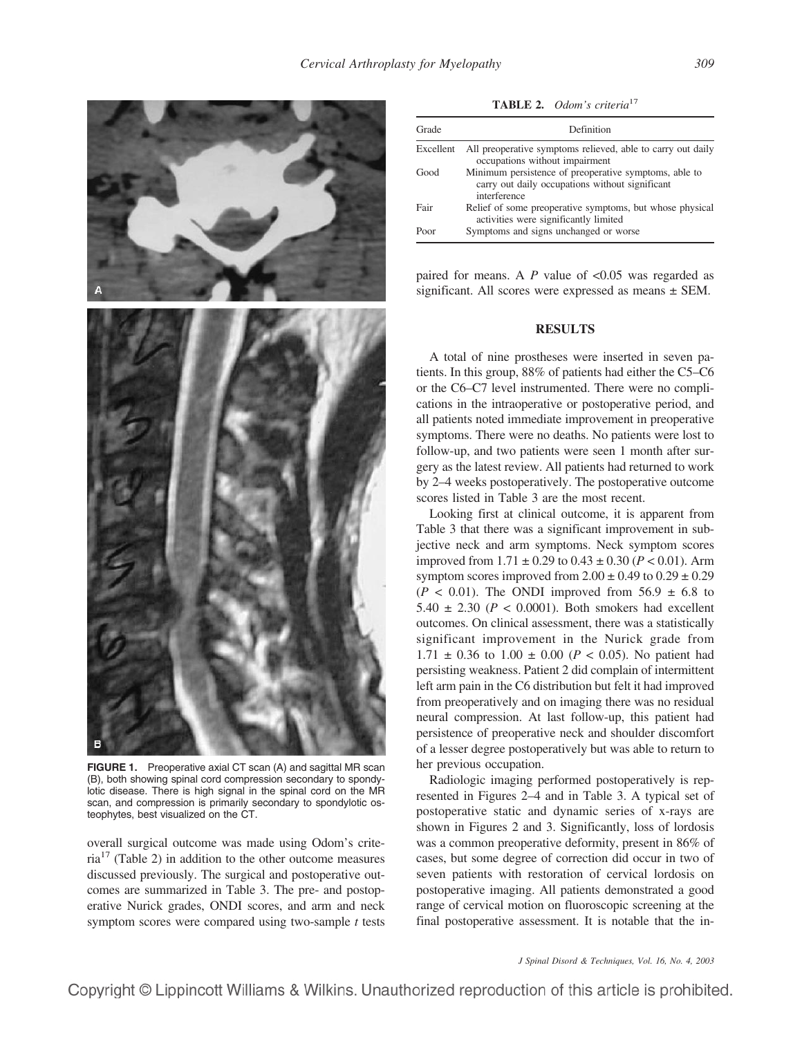**FIGURE 1.** Preoperative axial CT scan (A) and sagittal MR scan (B), both showing spinal cord compression secondary to spondylotic disease. There is high signal in the spinal cord on the MR scan, and compression is primarily secondary to spondylotic osteophytes, best visualized on the CT.

overall surgical outcome was made using Odom's criteria[17] (Table 2) in addition to the other outcome measures discussed previously. The surgical and postoperative outcomes are summarized in Table 3. The pre- and postoperative Nurick grades, ONDI scores, and arm and neck symptom scores were compared using two-sample *t* tests paired for means. A *P* value of <0.05 was regarded as significant. All scores were expressed as means ± SEM.

**TABLE 2.** *Odom's criteria*[17]

| Grade | Definition |
|---|---|
| Excellent | All preoperative symptoms relieved, able to carry out daily occupations without impairment |
| Good | Minimum persistence of preoperative symptoms, able to carry out daily occupations without significant interference |
| Fair | Relief of some preoperative symptoms, but whose physical activities were significantly limited |
| Poor | Symptoms and signs unchanged or worse |

## RESULTS

A total of nine prostheses were inserted in seven patients. In this group, 88% of patients had either the C5–C6 or the C6–C7 level instrumented. There were no complications in the intraoperative or postoperative period, and all patients noted immediate improvement in preoperative symptoms. There were no deaths. No patients were lost to follow-up, and two patients were seen 1 month after surgery as the latest review. All patients had returned to work by 2–4 weeks postoperatively. The postoperative outcome scores listed in Table 3 are the most recent.

Looking first at clinical outcome, it is apparent from Table 3 that there was a significant improvement in subjective neck and arm symptoms. Neck symptom scores improved from 1.71 ± 0.29 to 0.43 ± 0.30 ($P < 0.01$). Arm symptom scores improved from 2.00 ± 0.49 to 0.29 ± 0.29 ($P < 0.01$). The ONDI improved from 56.9 ± 6.8 to 5.40 ± 2.30 ($P < 0.0001$). Both smokers had excellent outcomes. On clinical assessment, there was a statistically significant improvement in the Nurick grade from 1.71 ± 0.36 to 1.00 ± 0.00 ($P < 0.05$). No patient had persisting weakness. Patient 2 did complain of intermittent left arm pain in the C6 distribution but felt it had improved from preoperatively and on imaging there was no residual neural compression. At last follow-up, this patient had persistence of preoperative neck and shoulder discomfort of a lesser degree postoperatively but was able to return to her previous occupation.

Radiologic imaging performed postoperatively is represented in Figures 2–4 and in Table 3. A typical set of postoperative static and dynamic series of x-rays are shown in Figures 2 and 3. Significantly, loss of lordosis was a common preoperative deformity, present in 86% of cases, but some degree of correction did occur in two of seven patients with restoration of cervical lordosis on postoperative imaging. All patients demonstrated a good range of cervical motion on fluoroscopic screening at the final postoperative assessment. It is notable that the in-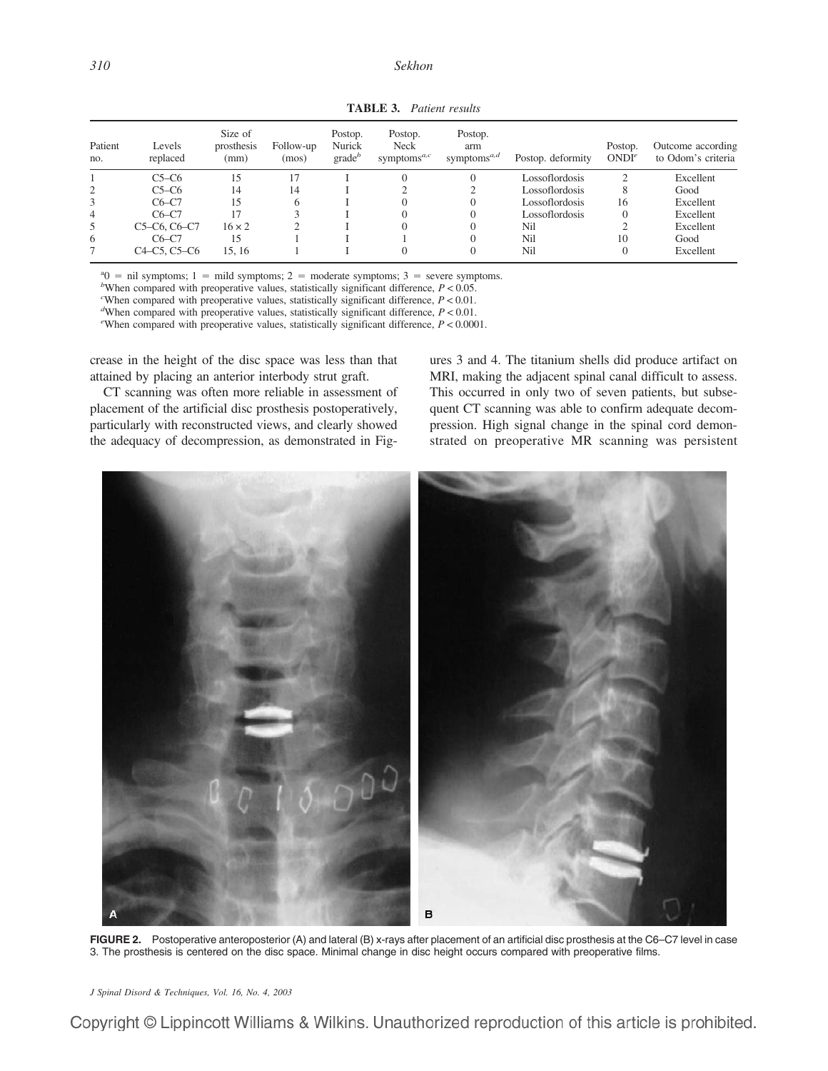**TABLE 3.** *Patient results*

| Patient no. | Levels replaced | Size of prosthesis (mm) | Follow-up (mos) | Postop. Nurick grade[b] | Postop. Neck symptoms[a,c] | Postop. arm symptoms[a,d] | Postop. deformity | Postop. ONDI[e] | Outcome according to Odom's criteria |
|---|---|---|---|---|---|---|---|---|---|
| 1 | C5–C6 | 15 | 17 | I | 0 | 0 | Lossoflordosis | 2 | Excellent |
| 2 | C5–C6 | 14 | 14 | I | 2 | 2 | Lossoflordosis | 8 | Good |
| 3 | C6–C7 | 15 | 6 | I | 0 | 0 | Lossoflordosis | 16 | Excellent |
| 4 | C6–C7 | 17 | 3 | I | 0 | 0 | Lossoflordosis | 0 | Excellent |
| 5 | C5–C6, C6–C7 | 16 × 2 | 2 | I | 0 | 0 | Nil | 2 | Excellent |
| 6 | C6–C7 | 15 | 1 | I | 1 | 0 | Nil | 10 | Good |
| 7 | C4–C5, C5–C6 | 15, 16 | 1 | I | 0 | 0 | Nil | 0 | Excellent |

[a]0 = nil symptoms; 1 = mild symptoms; 2 = moderate symptoms; 3 = severe symptoms.
[b]When compared with preoperative values, statistically significant difference, $P < 0.05$.
[c]When compared with preoperative values, statistically significant difference, $P < 0.01$.
[d]When compared with preoperative values, statistically significant difference, $P < 0.01$.
[e]When compared with preoperative values, statistically significant difference, $P < 0.0001$.

crease in the height of the disc space was less than that attained by placing an anterior interbody strut graft.

CT scanning was often more reliable in assessment of placement of the artificial disc prosthesis postoperatively, particularly with reconstructed views, and clearly showed the adequacy of decompression, as demonstrated in Figures 3 and 4. The titanium shells did produce artifact on MRI, making the adjacent spinal canal difficult to assess. This occurred in only two of seven patients, but subsequent CT scanning was able to confirm adequate decompression. High signal change in the spinal cord demonstrated on preoperative MR scanning was persistent

**FIGURE 2.** Postoperative anteroposterior (A) and lateral (B) x-rays after placement of an artificial disc prosthesis at the C6–C7 level in case 3. The prosthesis is centered on the disc space. Minimal change in disc height occurs compared with preoperative films.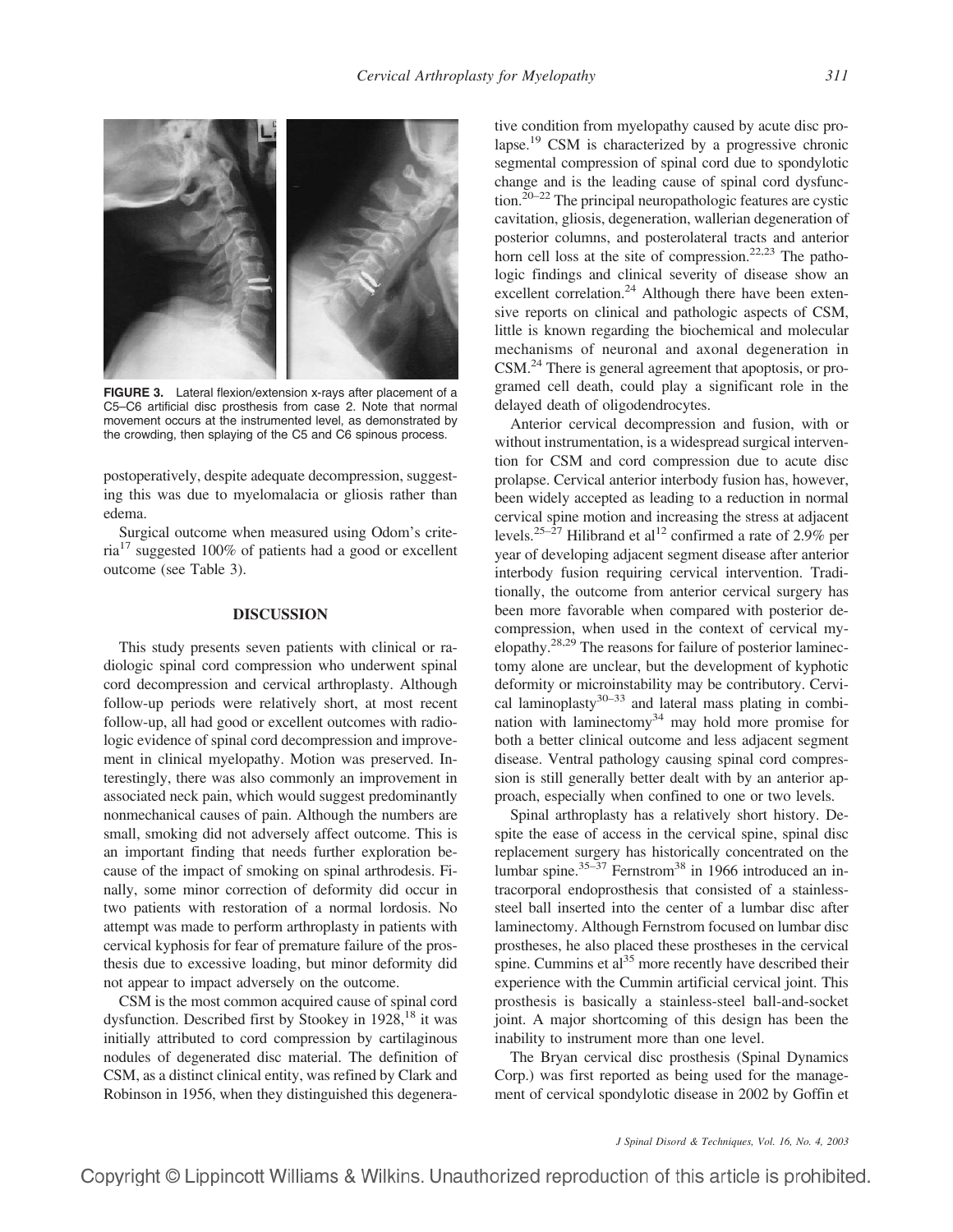**FIGURE 3.** Lateral flexion/extension x-rays after placement of a C5–C6 artificial disc prosthesis from case 2. Note that normal movement occurs at the instrumented level, as demonstrated by the crowding, then splaying of the C5 and C6 spinous process.

postoperatively, despite adequate decompression, suggesting this was due to myelomalacia or gliosis rather than edema.

Surgical outcome when measured using Odom's criteria[17] suggested 100% of patients had a good or excellent outcome (see Table 3).

## DISCUSSION

This study presents seven patients with clinical or radiologic spinal cord compression who underwent spinal cord decompression and cervical arthroplasty. Although follow-up periods were relatively short, at most recent follow-up, all had good or excellent outcomes with radiologic evidence of spinal cord decompression and improvement in clinical myelopathy. Motion was preserved. Interestingly, there was also commonly an improvement in associated neck pain, which would suggest predominantly nonmechanical causes of pain. Although the numbers are small, smoking did not adversely affect outcome. This is an important finding that needs further exploration because of the impact of smoking on spinal arthrodesis. Finally, some minor correction of deformity did occur in two patients with restoration of a normal lordosis. No attempt was made to perform arthroplasty in patients with cervical kyphosis for fear of premature failure of the prosthesis due to excessive loading, but minor deformity did not appear to impact adversely on the outcome.

CSM is the most common acquired cause of spinal cord dysfunction. Described first by Stookey in 1928,[18] it was initially attributed to cord compression by cartilaginous nodules of degenerated disc material. The definition of CSM, as a distinct clinical entity, was refined by Clark and Robinson in 1956, when they distinguished this degenerative condition from myelopathy caused by acute disc prolapse.[19] CSM is characterized by a progressive chronic segmental compression of spinal cord due to spondylotic change and is the leading cause of spinal cord dysfunction.[20–22] The principal neuropathologic features are cystic cavitation, gliosis, degeneration, wallerian degeneration of posterior columns, and posterolateral tracts and anterior horn cell loss at the site of compression.[22,23] The pathologic findings and clinical severity of disease show an excellent correlation.[24] Although there have been extensive reports on clinical and pathologic aspects of CSM, little is known regarding the biochemical and molecular mechanisms of neuronal and axonal degeneration in CSM.[24] There is general agreement that apoptosis, or programed cell death, could play a significant role in the delayed death of oligodendrocytes.

Anterior cervical decompression and fusion, with or without instrumentation, is a widespread surgical intervention for CSM and cord compression due to acute disc prolapse. Cervical anterior interbody fusion has, however, been widely accepted as leading to a reduction in normal cervical spine motion and increasing the stress at adjacent levels.[25–27] Hilibrand et al[12] confirmed a rate of 2.9% per year of developing adjacent segment disease after anterior interbody fusion requiring cervical intervention. Traditionally, the outcome from anterior cervical surgery has been more favorable when compared with posterior decompression, when used in the context of cervical myelopathy.[28,29] The reasons for failure of posterior laminectomy alone are unclear, but the development of kyphotic deformity or microinstability may be contributory. Cervical laminoplasty[30–33] and lateral mass plating in combination with laminectomy[34] may hold more promise for both a better clinical outcome and less adjacent segment disease. Ventral pathology causing spinal cord compression is still generally better dealt with by an anterior approach, especially when confined to one or two levels.

Spinal arthroplasty has a relatively short history. Despite the ease of access in the cervical spine, spinal disc replacement surgery has historically concentrated on the lumbar spine.[35–37] Fernstrom[38] in 1966 introduced an intracorporal endoprosthesis that consisted of a stainless-steel ball inserted into the center of a lumbar disc after laminectomy. Although Fernstrom focused on lumbar disc prostheses, he also placed these prostheses in the cervical spine. Cummins et al[35] more recently have described their experience with the Cummin artificial cervical joint. This prosthesis is basically a stainless-steel ball-and-socket joint. A major shortcoming of this design has been the inability to instrument more than one level.

The Bryan cervical disc prosthesis (Spinal Dynamics Corp.) was first reported as being used for the management of cervical spondylotic disease in 2002 by Goffin et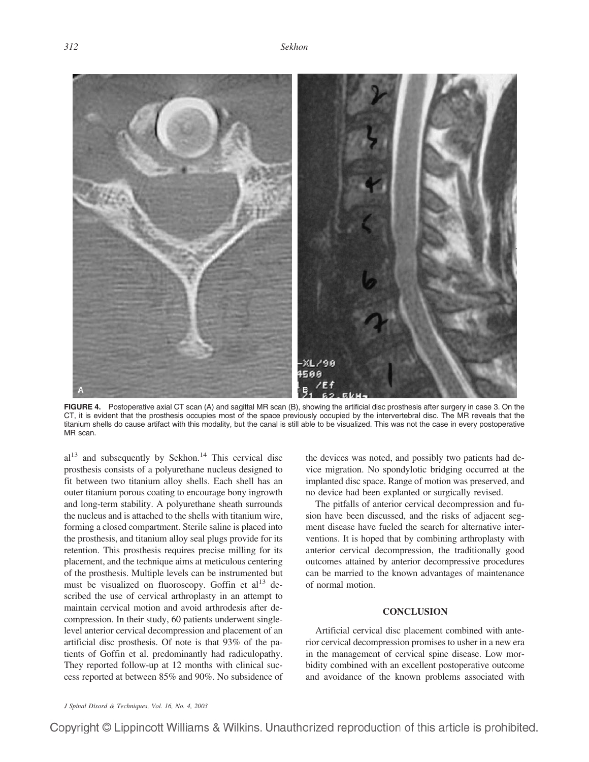**FIGURE 4.** Postoperative axial CT scan (A) and sagittal MR scan (B), showing the artificial disc prosthesis after surgery in case 3. On the CT, it is evident that the prosthesis occupies most of the space previously occupied by the intervertebral disc. The MR reveals that the titanium shells do cause artifact with this modality, but the canal is still able to be visualized. This was not the case in every postoperative MR scan.

al[13] and subsequently by Sekhon.[14] This cervical disc prosthesis consists of a polyurethane nucleus designed to fit between two titanium alloy shells. Each shell has an outer titanium porous coating to encourage bony ingrowth and long-term stability. A polyurethane sheath surrounds the nucleus and is attached to the shells with titanium wire, forming a closed compartment. Sterile saline is placed into the prosthesis, and titanium alloy seal plugs provide for its retention. This prosthesis requires precise milling for its placement, and the technique aims at meticulous centering of the prosthesis. Multiple levels can be instrumented but must be visualized on fluoroscopy. Goffin et al[13] described the use of cervical arthroplasty in an attempt to maintain cervical motion and avoid arthrodesis after decompression. In their study, 60 patients underwent single-level anterior cervical decompression and placement of an artificial disc prosthesis. Of note is that 93% of the patients of Goffin et al. predominantly had radiculopathy. They reported follow-up at 12 months with clinical success reported at between 85% and 90%. No subsidence of the devices was noted, and possibly two patients had device migration. No spondylotic bridging occurred at the implanted disc space. Range of motion was preserved, and no device had been explanted or surgically revised.

The pitfalls of anterior cervical decompression and fusion have been discussed, and the risks of adjacent segment disease have fueled the search for alternative interventions. It is hoped that by combining arthroplasty with anterior cervical decompression, the traditionally good outcomes attained by anterior decompressive procedures can be married to the known advantages of maintenance of normal motion.

## CONCLUSION

Artificial cervical disc placement combined with anterior cervical decompression promises to usher in a new era in the management of cervical spine disease. Low morbidity combined with an excellent postoperative outcome and avoidance of the known problems associated with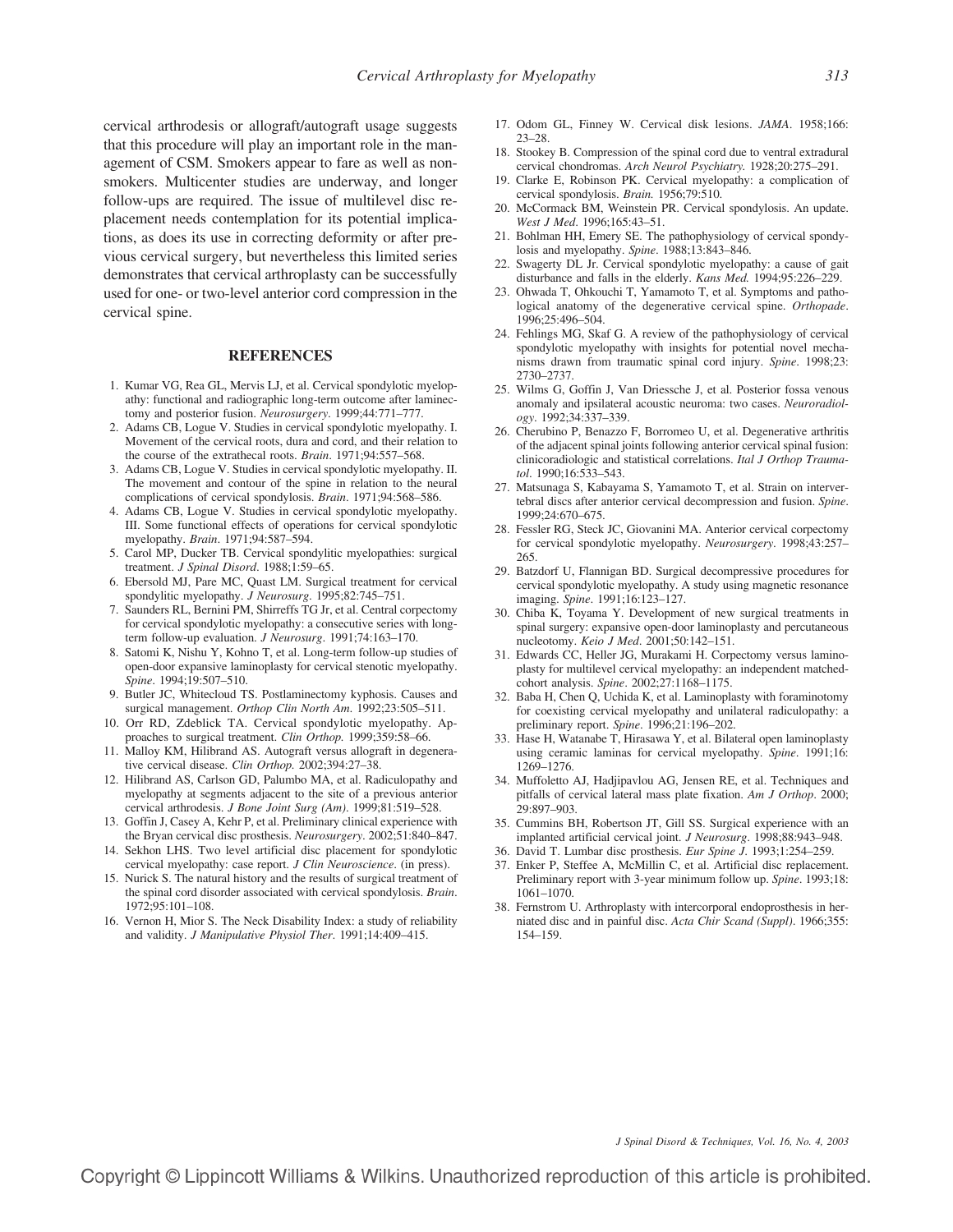cervical arthrodesis or allograft/autograft usage suggests that this procedure will play an important role in the management of CSM. Smokers appear to fare as well as nonsmokers. Multicenter studies are underway, and longer follow-ups are required. The issue of multilevel disc replacement needs contemplation for its potential implications, as does its use in correcting deformity or after previous cervical surgery, but nevertheless this limited series demonstrates that cervical arthroplasty can be successfully used for one- or two-level anterior cord compression in the cervical spine.

## REFERENCES

1. Kumar VG, Rea GL, Mervis LJ, et al. Cervical spondylotic myelopathy: functional and radiographic long-term outcome after laminectomy and posterior fusion. *Neurosurgery*. 1999;44:771–777.
2. Adams CB, Logue V. Studies in cervical spondylotic myelopathy. I. Movement of the cervical roots, dura and cord, and their relation to the course of the extrathecal roots. *Brain*. 1971;94:557–568.
3. Adams CB, Logue V. Studies in cervical spondylotic myelopathy. II. The movement and contour of the spine in relation to the neural complications of cervical spondylosis. *Brain*. 1971;94:568–586.
4. Adams CB, Logue V. Studies in cervical spondylotic myelopathy. III. Some functional effects of operations for cervical spondylotic myelopathy. *Brain*. 1971;94:587–594.
5. Carol MP, Ducker TB. Cervical spondylitic myelopathies: surgical treatment. *J Spinal Disord*. 1988;1:59–65.
6. Ebersold MJ, Pare MC, Quast LM. Surgical treatment for cervical spondylitic myelopathy. *J Neurosurg*. 1995;82:745–751.
7. Saunders RL, Bernini PM, Shirreffs TG Jr, et al. Central corpectomy for cervical spondylotic myelopathy: a consecutive series with long-term follow-up evaluation. *J Neurosurg*. 1991;74:163–170.
8. Satomi K, Nishu Y, Kohno T, et al. Long-term follow-up studies of open-door expansive laminoplasty for cervical stenotic myelopathy. *Spine*. 1994;19:507–510.
9. Butler JC, Whitecloud TS. Postlaminectomy kyphosis. Causes and surgical management. *Orthop Clin North Am*. 1992;23:505–511.
10. Orr RD, Zdeblick TA. Cervical spondylotic myelopathy. Approaches to surgical treatment. *Clin Orthop.* 1999;359:58–66.
11. Malloy KM, Hilibrand AS. Autograft versus allograft in degenerative cervical disease. *Clin Orthop.* 2002;394:27–38.
12. Hilibrand AS, Carlson GD, Palumbo MA, et al. Radiculopathy and myelopathy at segments adjacent to the site of a previous anterior cervical arthrodesis. *J Bone Joint Surg (Am)*. 1999;81:519–528.
13. Goffin J, Casey A, Kehr P, et al. Preliminary clinical experience with the Bryan cervical disc prosthesis. *Neurosurgery*. 2002;51:840–847.
14. Sekhon LHS. Two level artificial disc placement for spondylotic cervical myelopathy: case report. *J Clin Neuroscience*. (in press).
15. Nurick S. The natural history and the results of surgical treatment of the spinal cord disorder associated with cervical spondylosis. *Brain*. 1972;95:101–108.
16. Vernon H, Mior S. The Neck Disability Index: a study of reliability and validity. *J Manipulative Physiol Ther*. 1991;14:409–415.
17. Odom GL, Finney W. Cervical disk lesions. *JAMA*. 1958;166: 23–28.
18. Stookey B. Compression of the spinal cord due to ventral extradural cervical chondromas. *Arch Neurol Psychiatry.* 1928;20:275–291.
19. Clarke E, Robinson PK. Cervical myelopathy: a complication of cervical spondylosis. *Brain.* 1956;79:510.
20. McCormack BM, Weinstein PR. Cervical spondylosis. An update. *West J Med*. 1996;165:43–51.
21. Bohlman HH, Emery SE. The pathophysiology of cervical spondylosis and myelopathy. *Spine*. 1988;13:843–846.
22. Swagerty DL Jr. Cervical spondylotic myelopathy: a cause of gait disturbance and falls in the elderly. *Kans Med.* 1994;95:226–229.
23. Ohwada T, Ohkouchi T, Yamamoto T, et al. Symptoms and pathological anatomy of the degenerative cervical spine. *Orthopade*. 1996;25:496–504.
24. Fehlings MG, Skaf G. A review of the pathophysiology of cervical spondylotic myelopathy with insights for potential novel mechanisms drawn from traumatic spinal cord injury. *Spine*. 1998;23: 2730–2737.
25. Wilms G, Goffin J, Van Driessche J, et al. Posterior fossa venous anomaly and ipsilateral acoustic neuroma: two cases. *Neuroradiology*. 1992;34:337–339.
26. Cherubino P, Benazzo F, Borromeo U, et al. Degenerative arthritis of the adjacent spinal joints following anterior cervical spinal fusion: clinicoradiologic and statistical correlations. *Ital J Orthop Traumatol*. 1990;16:533–543.
27. Matsunaga S, Kabayama S, Yamamoto T, et al. Strain on intervertebral discs after anterior cervical decompression and fusion. *Spine*. 1999;24:670–675.
28. Fessler RG, Steck JC, Giovanini MA. Anterior cervical corpectomy for cervical spondylotic myelopathy. *Neurosurgery*. 1998;43:257–265.
29. Batzdorf U, Flannigan BD. Surgical decompressive procedures for cervical spondylotic myelopathy. A study using magnetic resonance imaging. *Spine*. 1991;16:123–127.
30. Chiba K, Toyama Y. Development of new surgical treatments in spinal surgery: expansive open-door laminoplasty and percutaneous nucleotomy. *Keio J Med*. 2001;50:142–151.
31. Edwards CC, Heller JG, Murakami H. Corpectomy versus laminoplasty for multilevel cervical myelopathy: an independent matched-cohort analysis. *Spine*. 2002;27:1168–1175.
32. Baba H, Chen Q, Uchida K, et al. Laminoplasty with foraminotomy for coexisting cervical myelopathy and unilateral radiculopathy: a preliminary report. *Spine*. 1996;21:196–202.
33. Hase H, Watanabe T, Hirasawa Y, et al. Bilateral open laminoplasty using ceramic laminas for cervical myelopathy. *Spine*. 1991;16: 1269–1276.
34. Muffoletto AJ, Hadjipavlou AG, Jensen RE, et al. Techniques and pitfalls of cervical lateral mass plate fixation. *Am J Orthop*. 2000; 29:897–903.
35. Cummins BH, Robertson JT, Gill SS. Surgical experience with an implanted artificial cervical joint. *J Neurosurg*. 1998;88:943–948.
36. David T. Lumbar disc prosthesis. *Eur Spine J*. 1993;1:254–259.
37. Enker P, Steffee A, McMillin C, et al. Artificial disc replacement. Preliminary report with 3-year minimum follow up. *Spine*. 1993;18: 1061–1070.
38. Fernstrom U. Arthroplasty with intercorporal endoprosthesis in herniated disc and in painful disc. *Acta Chir Scand (Suppl)*. 1966;355: 154–159.

Copyright © Lippincott Williams & Wilkins. Unauthorized reproduction of this article is prohibited.